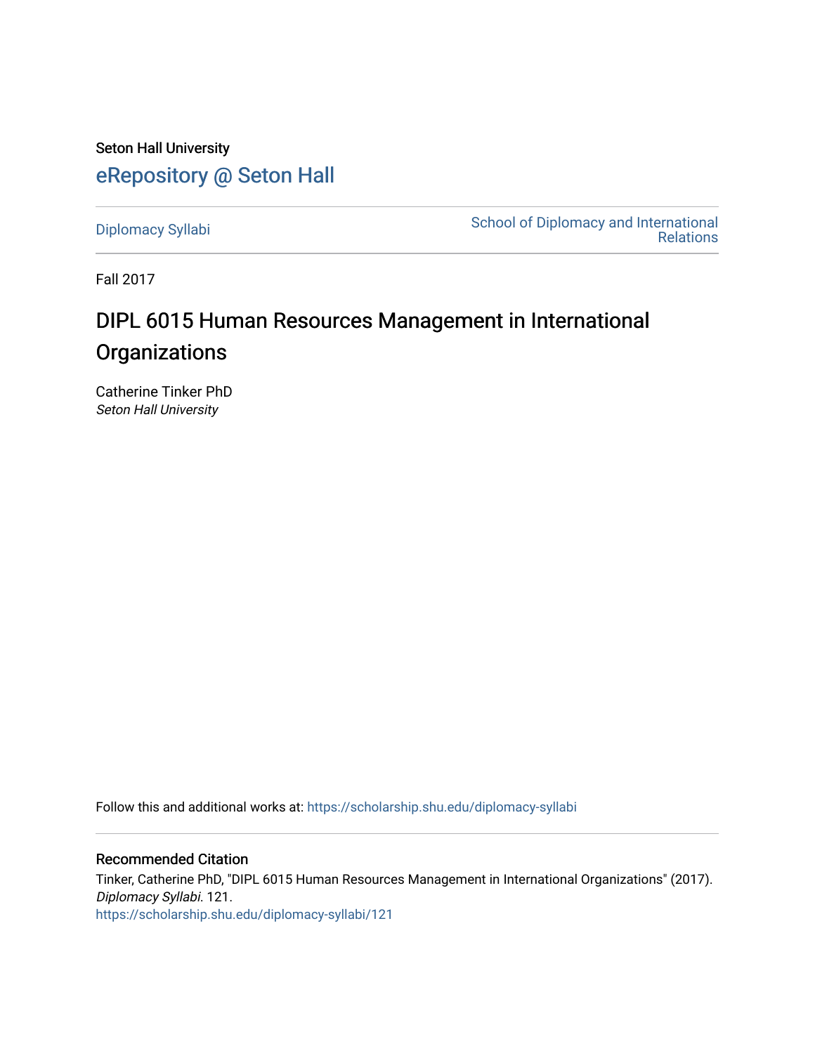Seton Hall University

# eRepository @ Seton Hall

Diplomacy Syllabi

School of Diplomacy and International Relations

Fall 2017

## DIPL 6015 Human Resources Management in International Organizations

Catherine Tinker PhD
*Seton Hall University*

Follow this and additional works at: https://scholarship.shu.edu/diplomacy-syllabi

### Recommended Citation

Tinker, Catherine PhD, "DIPL 6015 Human Resources Management in International Organizations" (2017). *Diplomacy Syllabi*. 121.
https://scholarship.shu.edu/diplomacy-syllabi/121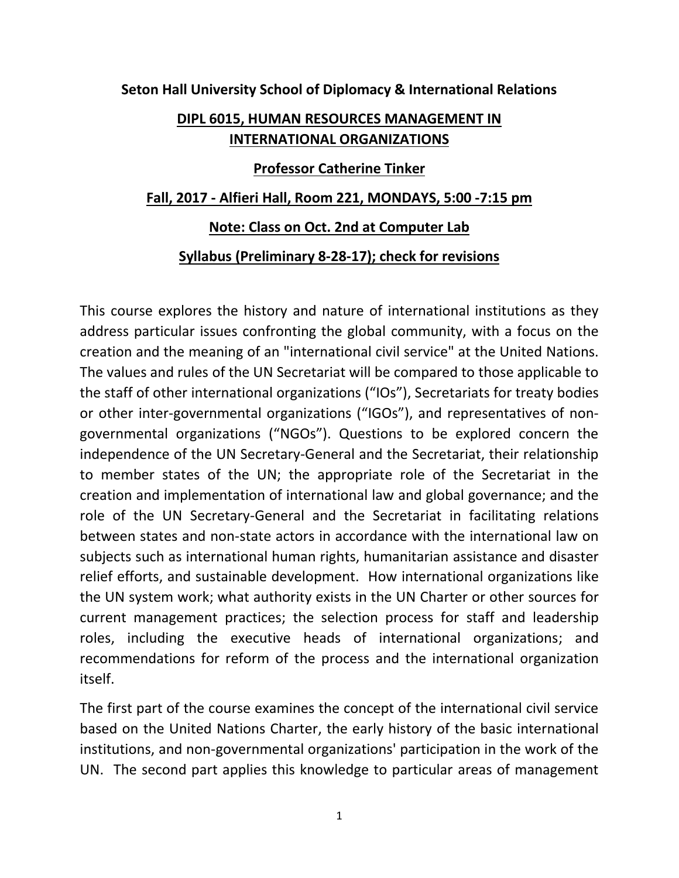**Seton Hall University School of Diplomacy & International Relations**

**DIPL 6015, HUMAN RESOURCES MANAGEMENT IN INTERNATIONAL ORGANIZATIONS**

**Professor Catherine Tinker**

**Fall, 2017 - Alfieri Hall, Room 221, MONDAYS, 5:00 -7:15 pm**

**Note: Class on Oct. 2nd at Computer Lab**

**Syllabus (Preliminary 8-28-17); check for revisions**

This course explores the history and nature of international institutions as they address particular issues confronting the global community, with a focus on the creation and the meaning of an "international civil service" at the United Nations. The values and rules of the UN Secretariat will be compared to those applicable to the staff of other international organizations ("IOs"), Secretariats for treaty bodies or other inter-governmental organizations ("IGOs"), and representatives of non-governmental organizations ("NGOs"). Questions to be explored concern the independence of the UN Secretary-General and the Secretariat, their relationship to member states of the UN; the appropriate role of the Secretariat in the creation and implementation of international law and global governance; and the role of the UN Secretary-General and the Secretariat in facilitating relations between states and non-state actors in accordance with the international law on subjects such as international human rights, humanitarian assistance and disaster relief efforts, and sustainable development. How international organizations like the UN system work; what authority exists in the UN Charter or other sources for current management practices; the selection process for staff and leadership roles, including the executive heads of international organizations; and recommendations for reform of the process and the international organization itself.

The first part of the course examines the concept of the international civil service based on the United Nations Charter, the early history of the basic international institutions, and non-governmental organizations' participation in the work of the UN. The second part applies this knowledge to particular areas of management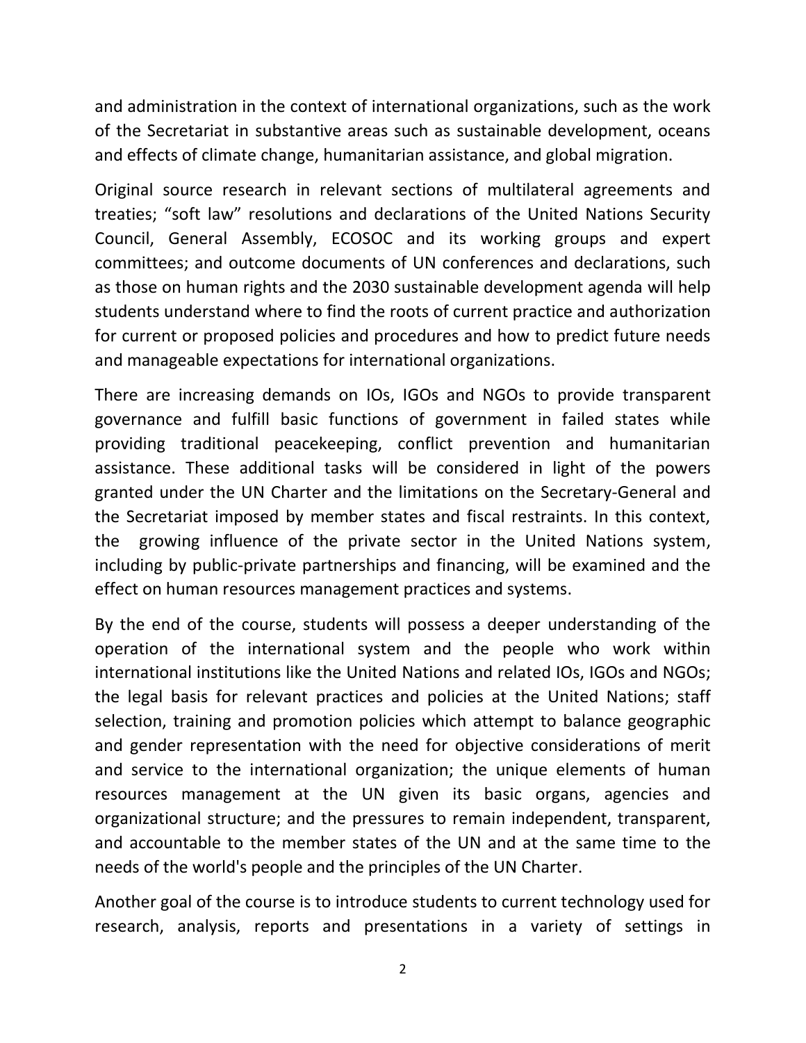and administration in the context of international organizations, such as the work of the Secretariat in substantive areas such as sustainable development, oceans and effects of climate change, humanitarian assistance, and global migration.

Original source research in relevant sections of multilateral agreements and treaties; "soft law" resolutions and declarations of the United Nations Security Council, General Assembly, ECOSOC and its working groups and expert committees; and outcome documents of UN conferences and declarations, such as those on human rights and the 2030 sustainable development agenda will help students understand where to find the roots of current practice and authorization for current or proposed policies and procedures and how to predict future needs and manageable expectations for international organizations.

There are increasing demands on IOs, IGOs and NGOs to provide transparent governance and fulfill basic functions of government in failed states while providing traditional peacekeeping, conflict prevention and humanitarian assistance. These additional tasks will be considered in light of the powers granted under the UN Charter and the limitations on the Secretary-General and the Secretariat imposed by member states and fiscal restraints. In this context, the growing influence of the private sector in the United Nations system, including by public-private partnerships and financing, will be examined and the effect on human resources management practices and systems.

By the end of the course, students will possess a deeper understanding of the operation of the international system and the people who work within international institutions like the United Nations and related IOs, IGOs and NGOs; the legal basis for relevant practices and policies at the United Nations; staff selection, training and promotion policies which attempt to balance geographic and gender representation with the need for objective considerations of merit and service to the international organization; the unique elements of human resources management at the UN given its basic organs, agencies and organizational structure; and the pressures to remain independent, transparent, and accountable to the member states of the UN and at the same time to the needs of the world's people and the principles of the UN Charter.

Another goal of the course is to introduce students to current technology used for research, analysis, reports and presentations in a variety of settings in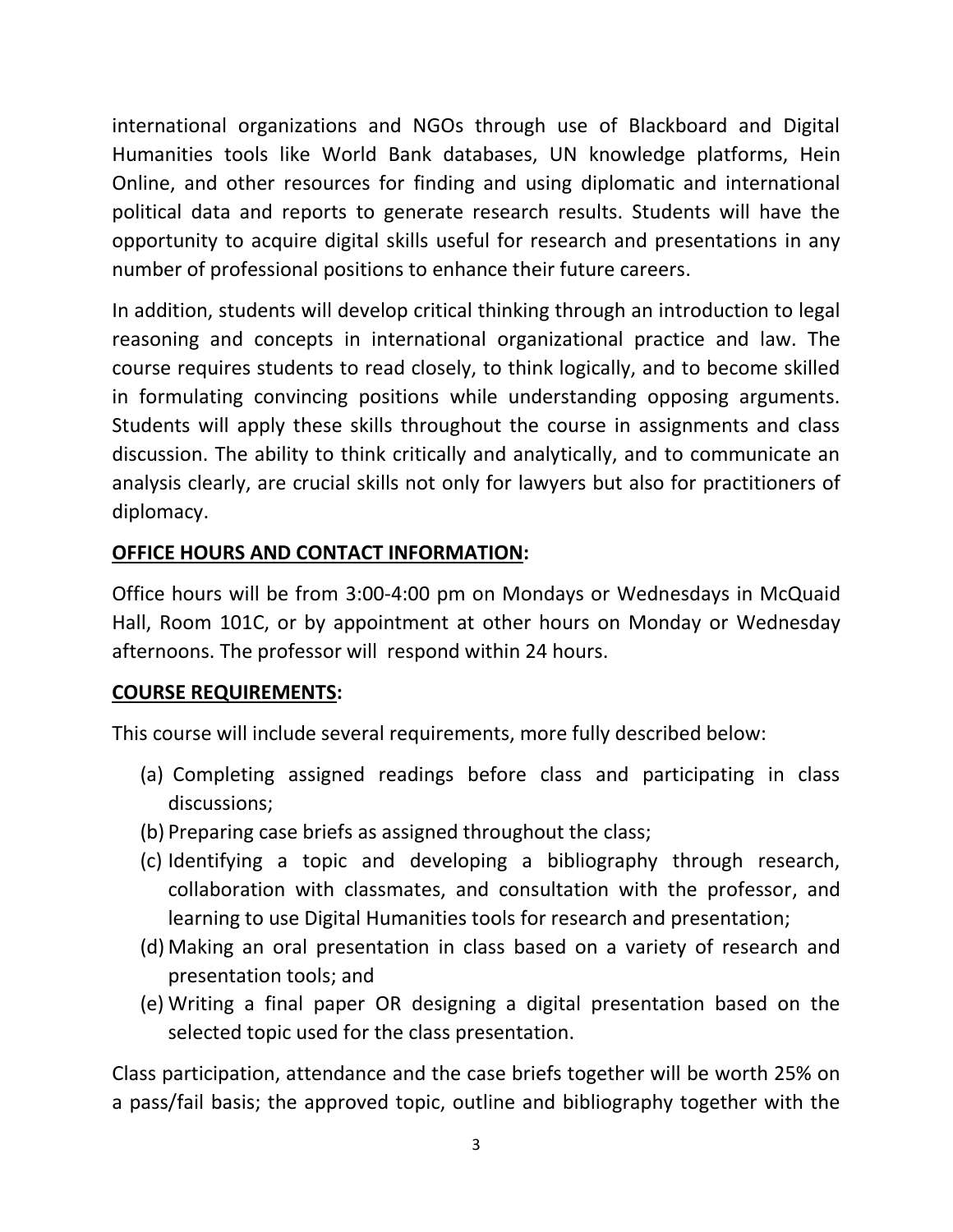international organizations and NGOs through use of Blackboard and Digital Humanities tools like World Bank databases, UN knowledge platforms, Hein Online, and other resources for finding and using diplomatic and international political data and reports to generate research results. Students will have the opportunity to acquire digital skills useful for research and presentations in any number of professional positions to enhance their future careers.

In addition, students will develop critical thinking through an introduction to legal reasoning and concepts in international organizational practice and law. The course requires students to read closely, to think logically, and to become skilled in formulating convincing positions while understanding opposing arguments. Students will apply these skills throughout the course in assignments and class discussion. The ability to think critically and analytically, and to communicate an analysis clearly, are crucial skills not only for lawyers but also for practitioners of diplomacy.

**OFFICE HOURS AND CONTACT INFORMATION:**

Office hours will be from 3:00-4:00 pm on Mondays or Wednesdays in McQuaid Hall, Room 101C, or by appointment at other hours on Monday or Wednesday afternoons. The professor will respond within 24 hours.

**COURSE REQUIREMENTS:**

This course will include several requirements, more fully described below:

(a) Completing assigned readings before class and participating in class discussions;
(b) Preparing case briefs as assigned throughout the class;
(c) Identifying a topic and developing a bibliography through research, collaboration with classmates, and consultation with the professor, and learning to use Digital Humanities tools for research and presentation;
(d) Making an oral presentation in class based on a variety of research and presentation tools; and
(e) Writing a final paper OR designing a digital presentation based on the selected topic used for the class presentation.

Class participation, attendance and the case briefs together will be worth 25% on a pass/fail basis; the approved topic, outline and bibliography together with the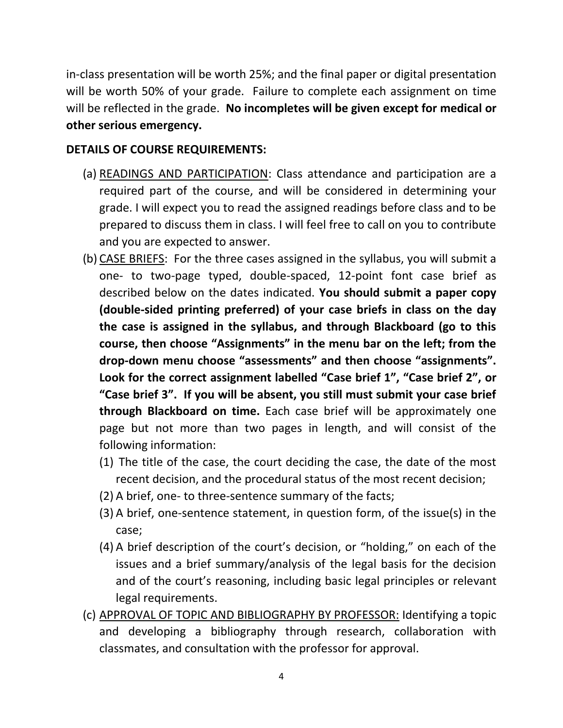in-class presentation will be worth 25%; and the final paper or digital presentation will be worth 50% of your grade. Failure to complete each assignment on time will be reflected in the grade. **No incompletes will be given except for medical or other serious emergency.**

**DETAILS OF COURSE REQUIREMENTS:**

(a) <u>READINGS AND PARTICIPATION</u>: Class attendance and participation are a required part of the course, and will be considered in determining your grade. I will expect you to read the assigned readings before class and to be prepared to discuss them in class. I will feel free to call on you to contribute and you are expected to answer.

(b) <u>CASE BRIEFS</u>: For the three cases assigned in the syllabus, you will submit a one- to two-page typed, double-spaced, 12-point font case brief as described below on the dates indicated. **You should submit a paper copy (double-sided printing preferred) of your case briefs in class on the day the case is assigned in the syllabus, and through Blackboard (go to this course, then choose "Assignments" in the menu bar on the left; from the drop-down menu choose "assessments" and then choose "assignments". Look for the correct assignment labelled "Case brief 1", "Case brief 2", or "Case brief 3". If you will be absent, you still must submit your case brief through Blackboard on time.** Each case brief will be approximately one page but not more than two pages in length, and will consist of the following information:

   (1) The title of the case, the court deciding the case, the date of the most recent decision, and the procedural status of the most recent decision;

   (2) A brief, one- to three-sentence summary of the facts;

   (3) A brief, one-sentence statement, in question form, of the issue(s) in the case;

   (4) A brief description of the court's decision, or "holding," on each of the issues and a brief summary/analysis of the legal basis for the decision and of the court's reasoning, including basic legal principles or relevant legal requirements.

(c) <u>APPROVAL OF TOPIC AND BIBLIOGRAPHY BY PROFESSOR:</u> Identifying a topic and developing a bibliography through research, collaboration with classmates, and consultation with the professor for approval.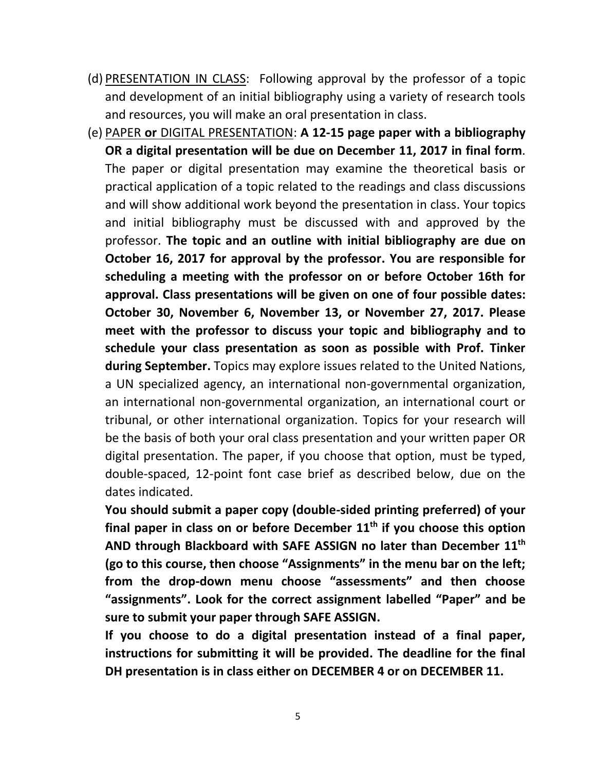(d) PRESENTATION IN CLASS: Following approval by the professor of a topic and development of an initial bibliography using a variety of research tools and resources, you will make an oral presentation in class.

(e) PAPER **or** DIGITAL PRESENTATION: **A 12-15 page paper with a bibliography OR a digital presentation will be due on December 11, 2017 in final form**. The paper or digital presentation may examine the theoretical basis or practical application of a topic related to the readings and class discussions and will show additional work beyond the presentation in class. Your topics and initial bibliography must be discussed with and approved by the professor. **The topic and an outline with initial bibliography are due on October 16, 2017 for approval by the professor. You are responsible for scheduling a meeting with the professor on or before October 16th for approval. Class presentations will be given on one of four possible dates: October 30, November 6, November 13, or November 27, 2017. Please meet with the professor to discuss your topic and bibliography and to schedule your class presentation as soon as possible with Prof. Tinker during September.** Topics may explore issues related to the United Nations, a UN specialized agency, an international non-governmental organization, an international non-governmental organization, an international court or tribunal, or other international organization. Topics for your research will be the basis of both your oral class presentation and your written paper OR digital presentation. The paper, if you choose that option, must be typed, double-spaced, 12-point font case brief as described below, due on the dates indicated.

**You should submit a paper copy (double-sided printing preferred) of your final paper in class on or before December 11th if you choose this option AND through Blackboard with SAFE ASSIGN no later than December 11th (go to this course, then choose "Assignments" in the menu bar on the left; from the drop-down menu choose "assessments" and then choose "assignments". Look for the correct assignment labelled "Paper" and be sure to submit your paper through SAFE ASSIGN.**

**If you choose to do a digital presentation instead of a final paper, instructions for submitting it will be provided. The deadline for the final DH presentation is in class either on DECEMBER 4 or on DECEMBER 11.**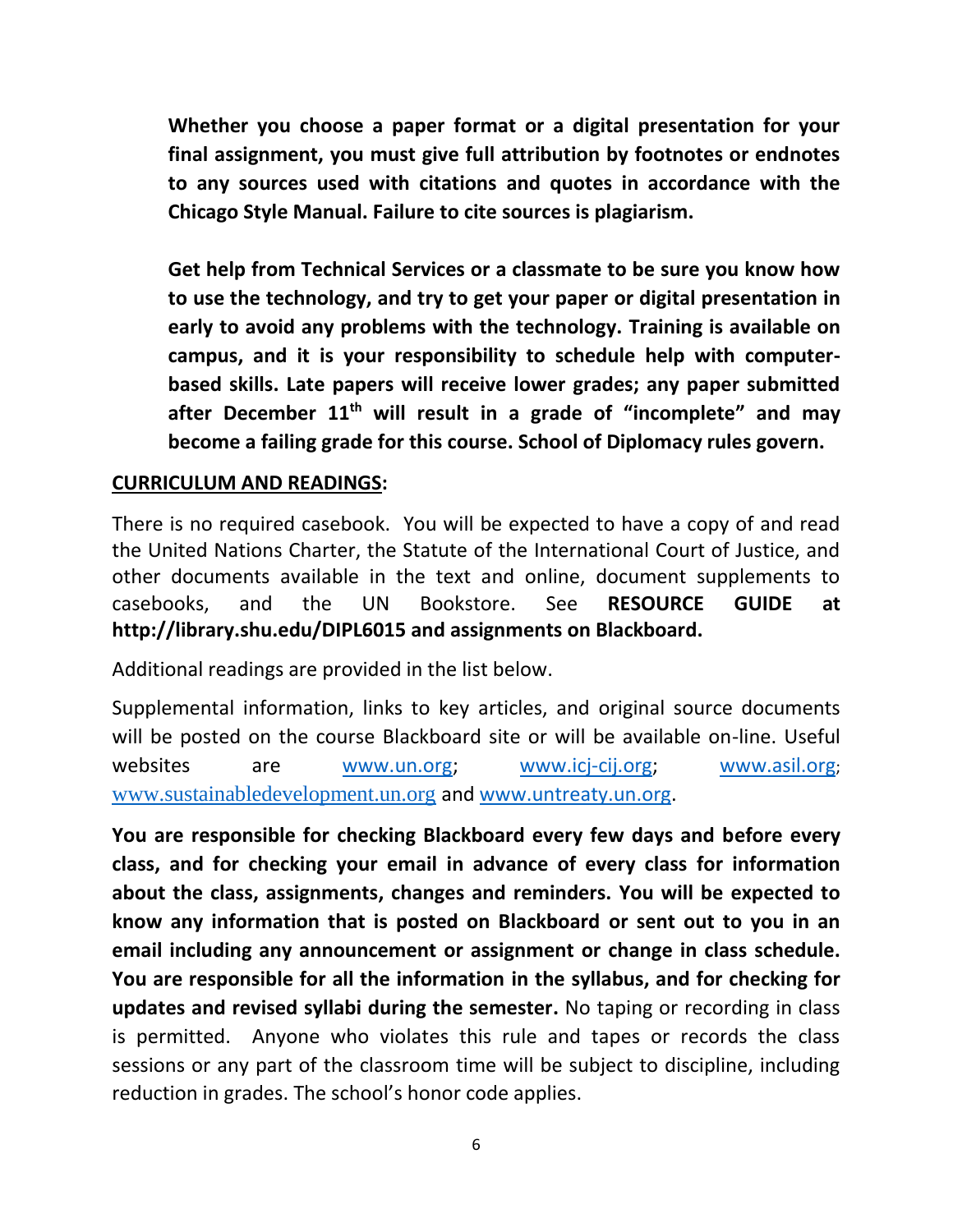**Whether you choose a paper format or a digital presentation for your final assignment, you must give full attribution by footnotes or endnotes to any sources used with citations and quotes in accordance with the Chicago Style Manual. Failure to cite sources is plagiarism.**

**Get help from Technical Services or a classmate to be sure you know how to use the technology, and try to get your paper or digital presentation in early to avoid any problems with the technology. Training is available on campus, and it is your responsibility to schedule help with computer-based skills. Late papers will receive lower grades; any paper submitted after December 11th will result in a grade of "incomplete" and may become a failing grade for this course. School of Diplomacy rules govern.**

## CURRICULUM AND READINGS:

There is no required casebook. You will be expected to have a copy of and read the United Nations Charter, the Statute of the International Court of Justice, and other documents available in the text and online, document supplements to casebooks, and the UN Bookstore. See **RESOURCE GUIDE at http://library.shu.edu/DIPL6015 and assignments on Blackboard.**

Additional readings are provided in the list below.

Supplemental information, links to key articles, and original source documents will be posted on the course Blackboard site or will be available on-line. Useful websites are www.un.org; www.icj-cij.org; www.asil.org; www.sustainabledevelopment.un.org and www.untreaty.un.org.

**You are responsible for checking Blackboard every few days and before every class, and for checking your email in advance of every class for information about the class, assignments, changes and reminders. You will be expected to know any information that is posted on Blackboard or sent out to you in an email including any announcement or assignment or change in class schedule. You are responsible for all the information in the syllabus, and for checking for updates and revised syllabi during the semester.** No taping or recording in class is permitted. Anyone who violates this rule and tapes or records the class sessions or any part of the classroom time will be subject to discipline, including reduction in grades. The school's honor code applies.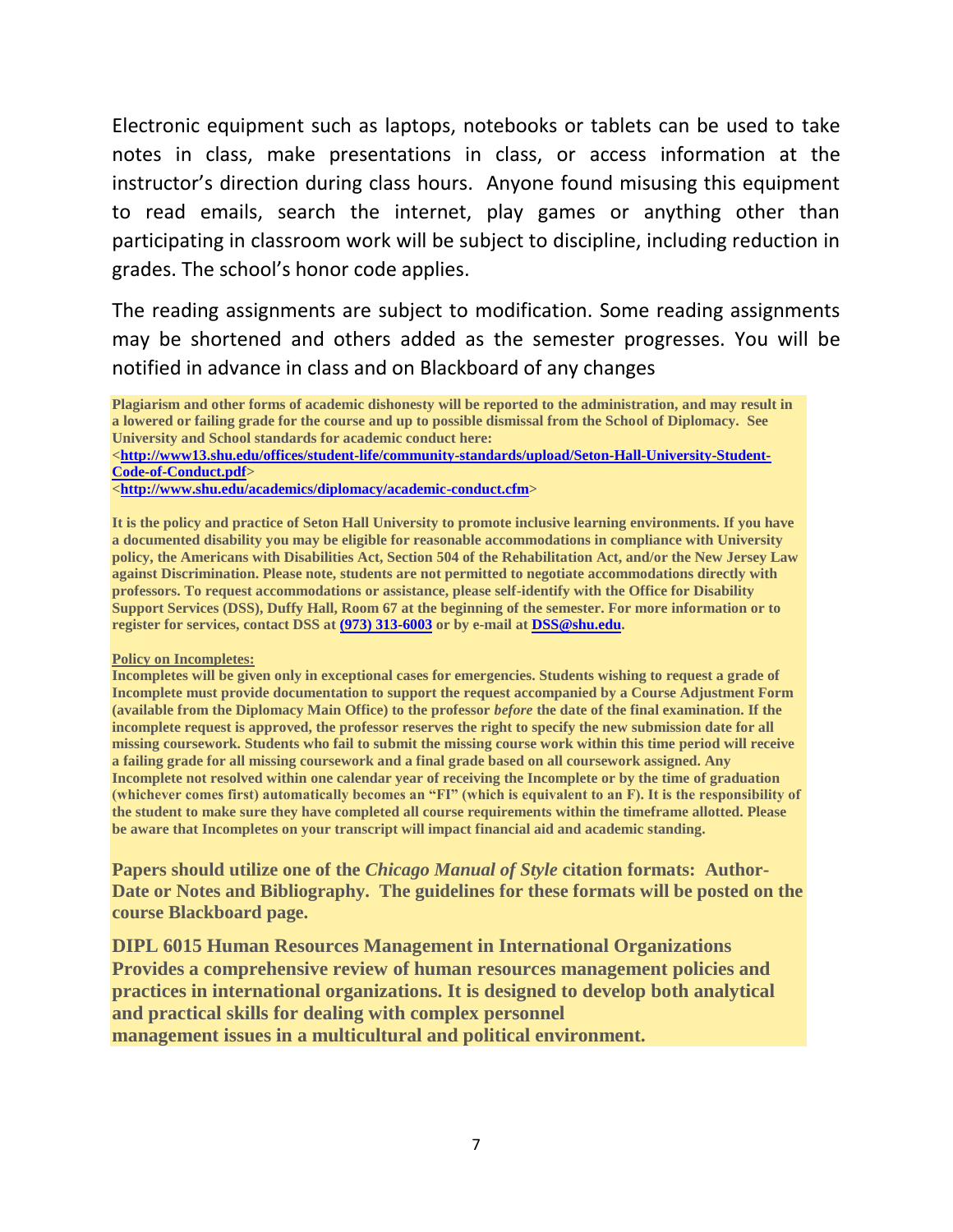Electronic equipment such as laptops, notebooks or tablets can be used to take notes in class, make presentations in class, or access information at the instructor's direction during class hours. Anyone found misusing this equipment to read emails, search the internet, play games or anything other than participating in classroom work will be subject to discipline, including reduction in grades. The school's honor code applies.

The reading assignments are subject to modification. Some reading assignments may be shortened and others added as the semester progresses. You will be notified in advance in class and on Blackboard of any changes

**Plagiarism and other forms of academic dishonesty will be reported to the administration, and may result in a lowered or failing grade for the course and up to possible dismissal from the School of Diplomacy. See University and School standards for academic conduct here:**
**<[http://www13.shu.edu/offices/student-life/community-standards/upload/Seton-Hall-University-Student-Code-of-Conduct.pdf](http://www13.shu.edu/offices/student-life/community-standards/upload/Seton-Hall-University-Student-Code-of-Conduct.pdf)>**
**<[http://www.shu.edu/academics/diplomacy/academic-conduct.cfm](http://www.shu.edu/academics/diplomacy/academic-conduct.cfm)>**

**It is the policy and practice of Seton Hall University to promote inclusive learning environments. If you have a documented disability you may be eligible for reasonable accommodations in compliance with University policy, the Americans with Disabilities Act, Section 504 of the Rehabilitation Act, and/or the New Jersey Law against Discrimination. Please note, students are not permitted to negotiate accommodations directly with professors. To request accommodations or assistance, please self-identify with the Office for Disability Support Services (DSS), Duffy Hall, Room 67 at the beginning of the semester. For more information or to register for services, contact DSS at (973) 313-6003 or by e-mail at DSS@shu.edu.**

**Policy on Incompletes:**
**Incompletes will be given only in exceptional cases for emergencies. Students wishing to request a grade of Incomplete must provide documentation to support the request accompanied by a Course Adjustment Form (available from the Diplomacy Main Office) to the professor *before* the date of the final examination. If the incomplete request is approved, the professor reserves the right to specify the new submission date for all missing coursework. Students who fail to submit the missing course work within this time period will receive a failing grade for all missing coursework and a final grade based on all coursework assigned. Any Incomplete not resolved within one calendar year of receiving the Incomplete or by the time of graduation (whichever comes first) automatically becomes an "FI" (which is equivalent to an F). It is the responsibility of the student to make sure they have completed all course requirements within the timeframe allotted. Please be aware that Incompletes on your transcript will impact financial aid and academic standing.**

**Papers should utilize one of the *Chicago Manual of Style* citation formats: Author-Date or Notes and Bibliography. The guidelines for these formats will be posted on the course Blackboard page.**

**DIPL 6015 Human Resources Management in International Organizations**
**Provides a comprehensive review of human resources management policies and practices in international organizations. It is designed to develop both analytical and practical skills for dealing with complex personnel management issues in a multicultural and political environment.**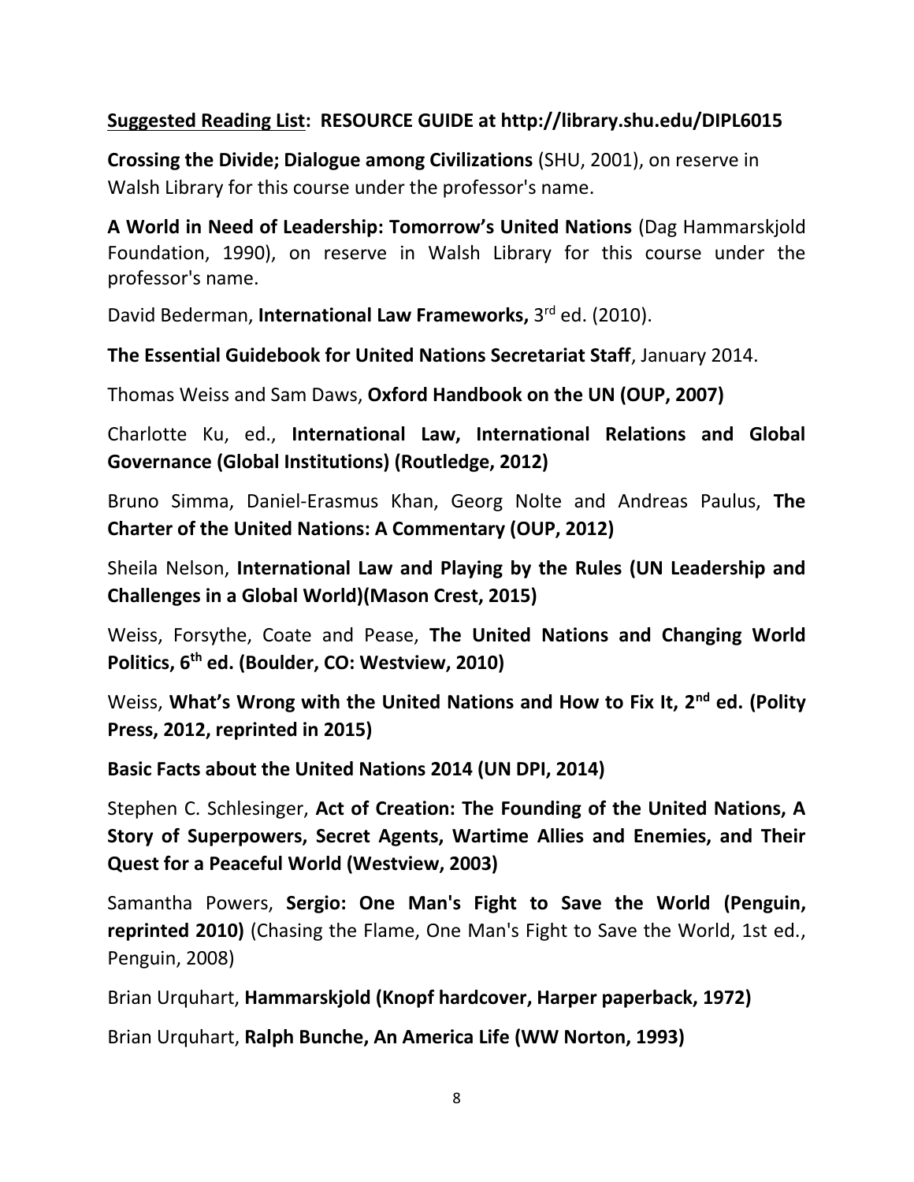**<u>Suggested Reading List</u>: RESOURCE GUIDE at http://library.shu.edu/DIPL6015**

**Crossing the Divide; Dialogue among Civilizations** (SHU, 2001), on reserve in Walsh Library for this course under the professor's name.

**A World in Need of Leadership: Tomorrow's United Nations** (Dag Hammarskjold Foundation, 1990), on reserve in Walsh Library for this course under the professor's name.

David Bederman, **International Law Frameworks,** 3rd ed. (2010).

**The Essential Guidebook for United Nations Secretariat Staff**, January 2014.

Thomas Weiss and Sam Daws, **Oxford Handbook on the UN (OUP, 2007)**

Charlotte Ku, ed., **International Law, International Relations and Global Governance (Global Institutions) (Routledge, 2012)**

Bruno Simma, Daniel-Erasmus Khan, Georg Nolte and Andreas Paulus, **The Charter of the United Nations: A Commentary (OUP, 2012)**

Sheila Nelson, **International Law and Playing by the Rules (UN Leadership and Challenges in a Global World)(Mason Crest, 2015)**

Weiss, Forsythe, Coate and Pease, **The United Nations and Changing World Politics, 6th ed. (Boulder, CO: Westview, 2010)**

Weiss, **What's Wrong with the United Nations and How to Fix It, 2nd ed. (Polity Press, 2012, reprinted in 2015)**

**Basic Facts about the United Nations 2014 (UN DPI, 2014)**

Stephen C. Schlesinger, **Act of Creation: The Founding of the United Nations, A Story of Superpowers, Secret Agents, Wartime Allies and Enemies, and Their Quest for a Peaceful World (Westview, 2003)**

Samantha Powers, **Sergio: One Man's Fight to Save the World (Penguin, reprinted 2010)** (Chasing the Flame, One Man's Fight to Save the World, 1st ed., Penguin, 2008)

Brian Urquhart, **Hammarskjold (Knopf hardcover, Harper paperback, 1972)**

Brian Urquhart, **Ralph Bunche, An America Life (WW Norton, 1993)**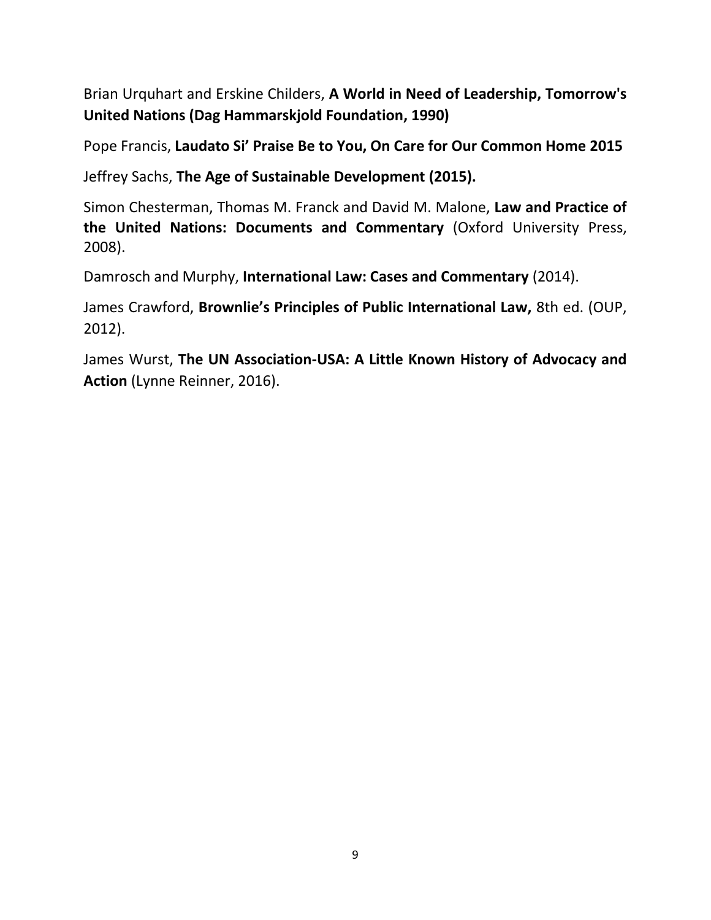Brian Urquhart and Erskine Childers, **A World in Need of Leadership, Tomorrow's United Nations (Dag Hammarskjold Foundation, 1990)**

Pope Francis, **Laudato Si' Praise Be to You, On Care for Our Common Home 2015**

Jeffrey Sachs, **The Age of Sustainable Development (2015).**

Simon Chesterman, Thomas M. Franck and David M. Malone, **Law and Practice of the United Nations: Documents and Commentary** (Oxford University Press, 2008).

Damrosch and Murphy, **International Law: Cases and Commentary** (2014).

James Crawford, **Brownlie's Principles of Public International Law,** 8th ed. (OUP, 2012).

James Wurst, **The UN Association-USA: A Little Known History of Advocacy and Action** (Lynne Reinner, 2016).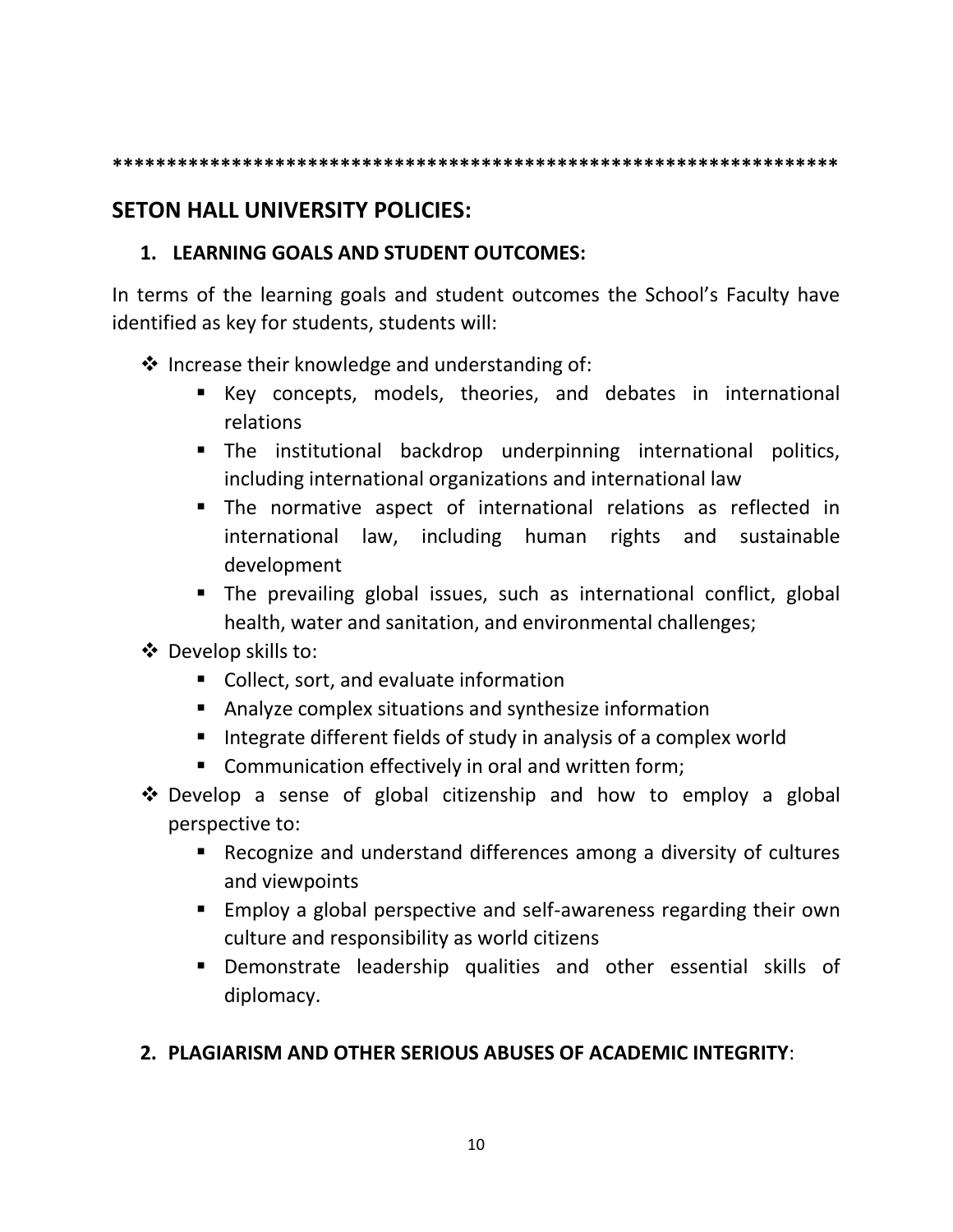*******************************************************************

## SETON HALL UNIVERSITY POLICIES:

### 1. LEARNING GOALS AND STUDENT OUTCOMES:

In terms of the learning goals and student outcomes the School's Faculty have identified as key for students, students will:

- Increase their knowledge and understanding of:
  - Key concepts, models, theories, and debates in international relations
  - The institutional backdrop underpinning international politics, including international organizations and international law
  - The normative aspect of international relations as reflected in international law, including human rights and sustainable development
  - The prevailing global issues, such as international conflict, global health, water and sanitation, and environmental challenges;
- Develop skills to:
  - Collect, sort, and evaluate information
  - Analyze complex situations and synthesize information
  - Integrate different fields of study in analysis of a complex world
  - Communication effectively in oral and written form;
- Develop a sense of global citizenship and how to employ a global perspective to:
  - Recognize and understand differences among a diversity of cultures and viewpoints
  - Employ a global perspective and self-awareness regarding their own culture and responsibility as world citizens
  - Demonstrate leadership qualities and other essential skills of diplomacy.

### 2. PLAGIARISM AND OTHER SERIOUS ABUSES OF ACADEMIC INTEGRITY: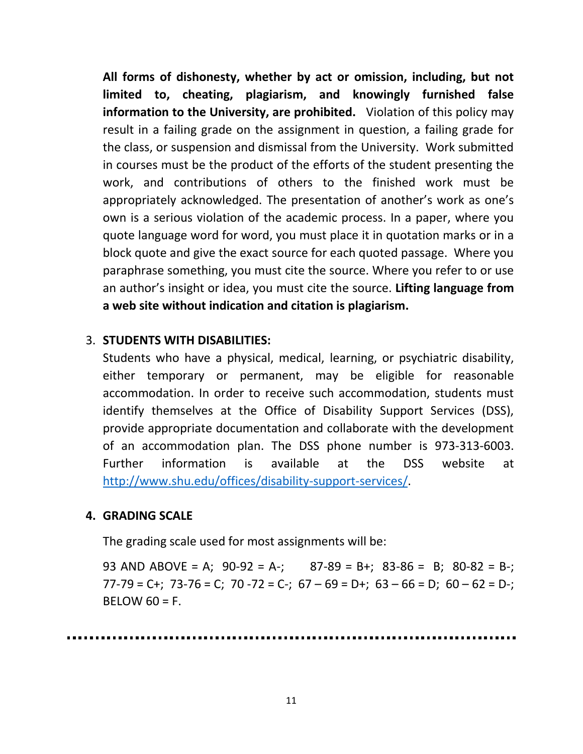**All forms of dishonesty, whether by act or omission, including, but not limited to, cheating, plagiarism, and knowingly furnished false information to the University, are prohibited.** Violation of this policy may result in a failing grade on the assignment in question, a failing grade for the class, or suspension and dismissal from the University. Work submitted in courses must be the product of the efforts of the student presenting the work, and contributions of others to the finished work must be appropriately acknowledged. The presentation of another's work as one's own is a serious violation of the academic process. In a paper, where you quote language word for word, you must place it in quotation marks or in a block quote and give the exact source for each quoted passage. Where you paraphrase something, you must cite the source. Where you refer to or use an author's insight or idea, you must cite the source. **Lifting language from a web site without indication and citation is plagiarism.**

3. **STUDENTS WITH DISABILITIES:**

   Students who have a physical, medical, learning, or psychiatric disability, either temporary or permanent, may be eligible for reasonable accommodation. In order to receive such accommodation, students must identify themselves at the Office of Disability Support Services (DSS), provide appropriate documentation and collaborate with the development of an accommodation plan. The DSS phone number is 973-313-6003. Further information is available at the DSS website at [http://www.shu.edu/offices/disability-support-services/](http://www.shu.edu/offices/disability-support-services/).

4. **GRADING SCALE**

   The grading scale used for most assignments will be:

   93 AND ABOVE = A; 90-92 = A-; 87-89 = B+; 83-86 = B; 80-82 = B-; 77-79 = C+; 73-76 = C; 70 -72 = C-; 67 – 69 = D+; 63 – 66 = D; 60 – 62 = D-; BELOW 60 = F.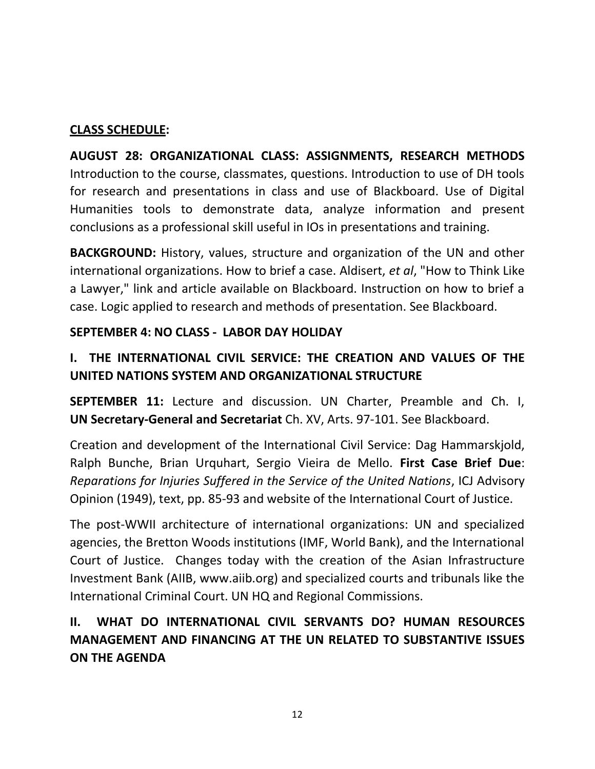## <u>CLASS SCHEDULE</u>:

**AUGUST 28: ORGANIZATIONAL CLASS: ASSIGNMENTS, RESEARCH METHODS** Introduction to the course, classmates, questions. Introduction to use of DH tools for research and presentations in class and use of Blackboard. Use of Digital Humanities tools to demonstrate data, analyze information and present conclusions as a professional skill useful in IOs in presentations and training.

**BACKGROUND:** History, values, structure and organization of the UN and other international organizations. How to brief a case. Aldisert, *et al*, "How to Think Like a Lawyer," link and article available on Blackboard. Instruction on how to brief a case. Logic applied to research and methods of presentation. See Blackboard.

**SEPTEMBER 4: NO CLASS - LABOR DAY HOLIDAY**

### I. THE INTERNATIONAL CIVIL SERVICE: THE CREATION AND VALUES OF THE UNITED NATIONS SYSTEM AND ORGANIZATIONAL STRUCTURE

**SEPTEMBER 11:** Lecture and discussion. UN Charter, Preamble and Ch. I, **UN Secretary-General and Secretariat** Ch. XV, Arts. 97-101. See Blackboard.

Creation and development of the International Civil Service: Dag Hammarskjold, Ralph Bunche, Brian Urquhart, Sergio Vieira de Mello. **First Case Brief Due**: *Reparations for Injuries Suffered in the Service of the United Nations*, ICJ Advisory Opinion (1949), text, pp. 85-93 and website of the International Court of Justice.

The post-WWII architecture of international organizations: UN and specialized agencies, the Bretton Woods institutions (IMF, World Bank), and the International Court of Justice. Changes today with the creation of the Asian Infrastructure Investment Bank (AIIB, www.aiib.org) and specialized courts and tribunals like the International Criminal Court. UN HQ and Regional Commissions.

### II. WHAT DO INTERNATIONAL CIVIL SERVANTS DO? HUMAN RESOURCES MANAGEMENT AND FINANCING AT THE UN RELATED TO SUBSTANTIVE ISSUES ON THE AGENDA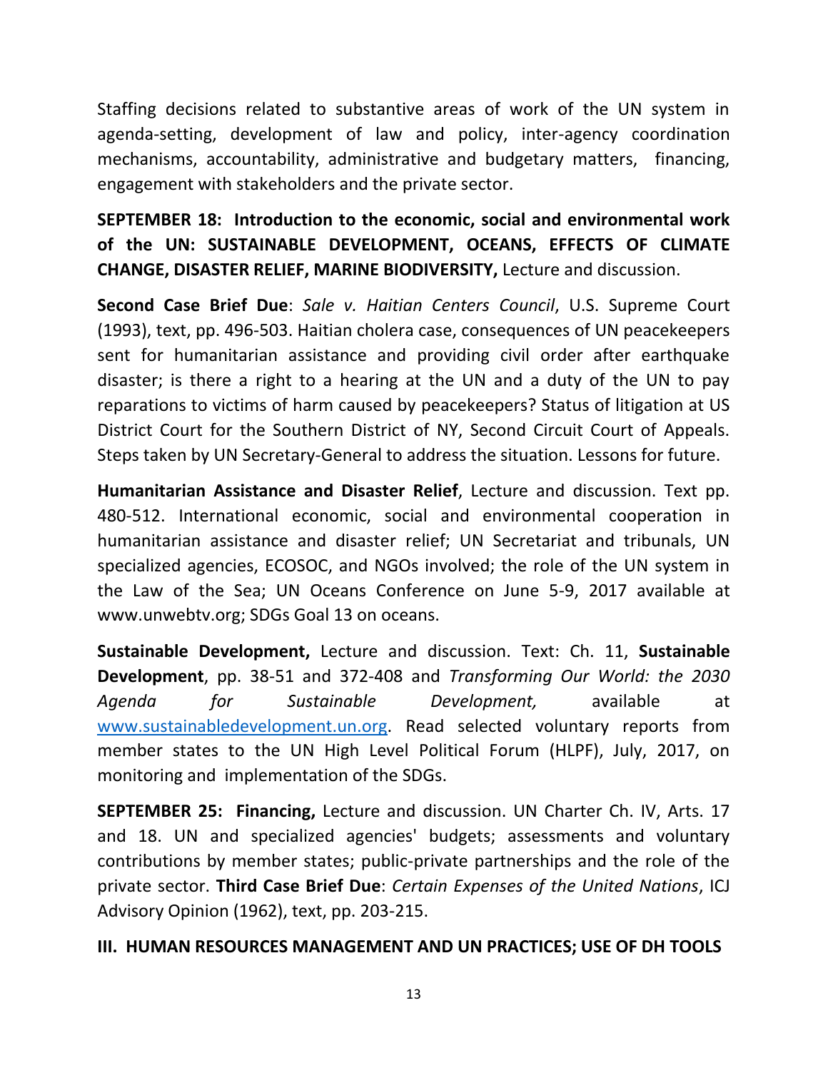Staffing decisions related to substantive areas of work of the UN system in agenda-setting, development of law and policy, inter-agency coordination mechanisms, accountability, administrative and budgetary matters, financing, engagement with stakeholders and the private sector.

**SEPTEMBER 18: Introduction to the economic, social and environmental work of the UN: SUSTAINABLE DEVELOPMENT, OCEANS, EFFECTS OF CLIMATE CHANGE, DISASTER RELIEF, MARINE BIODIVERSITY,** Lecture and discussion.

**Second Case Brief Due**: *Sale v. Haitian Centers Council*, U.S. Supreme Court (1993), text, pp. 496-503. Haitian cholera case, consequences of UN peacekeepers sent for humanitarian assistance and providing civil order after earthquake disaster; is there a right to a hearing at the UN and a duty of the UN to pay reparations to victims of harm caused by peacekeepers? Status of litigation at US District Court for the Southern District of NY, Second Circuit Court of Appeals. Steps taken by UN Secretary-General to address the situation. Lessons for future.

**Humanitarian Assistance and Disaster Relief**, Lecture and discussion. Text pp. 480-512. International economic, social and environmental cooperation in humanitarian assistance and disaster relief; UN Secretariat and tribunals, UN specialized agencies, ECOSOC, and NGOs involved; the role of the UN system in the Law of the Sea; UN Oceans Conference on June 5-9, 2017 available at www.unwebtv.org; SDGs Goal 13 on oceans.

**Sustainable Development,** Lecture and discussion. Text: Ch. 11, **Sustainable Development**, pp. 38-51 and 372-408 and *Transforming Our World: the 2030 Agenda for Sustainable Development,* available at www.sustainabledevelopment.un.org. Read selected voluntary reports from member states to the UN High Level Political Forum (HLPF), July, 2017, on monitoring and implementation of the SDGs.

**SEPTEMBER 25: Financing,** Lecture and discussion. UN Charter Ch. IV, Arts. 17 and 18. UN and specialized agencies' budgets; assessments and voluntary contributions by member states; public-private partnerships and the role of the private sector. **Third Case Brief Due**: *Certain Expenses of the United Nations*, ICJ Advisory Opinion (1962), text, pp. 203-215.

## III. HUMAN RESOURCES MANAGEMENT AND UN PRACTICES; USE OF DH TOOLS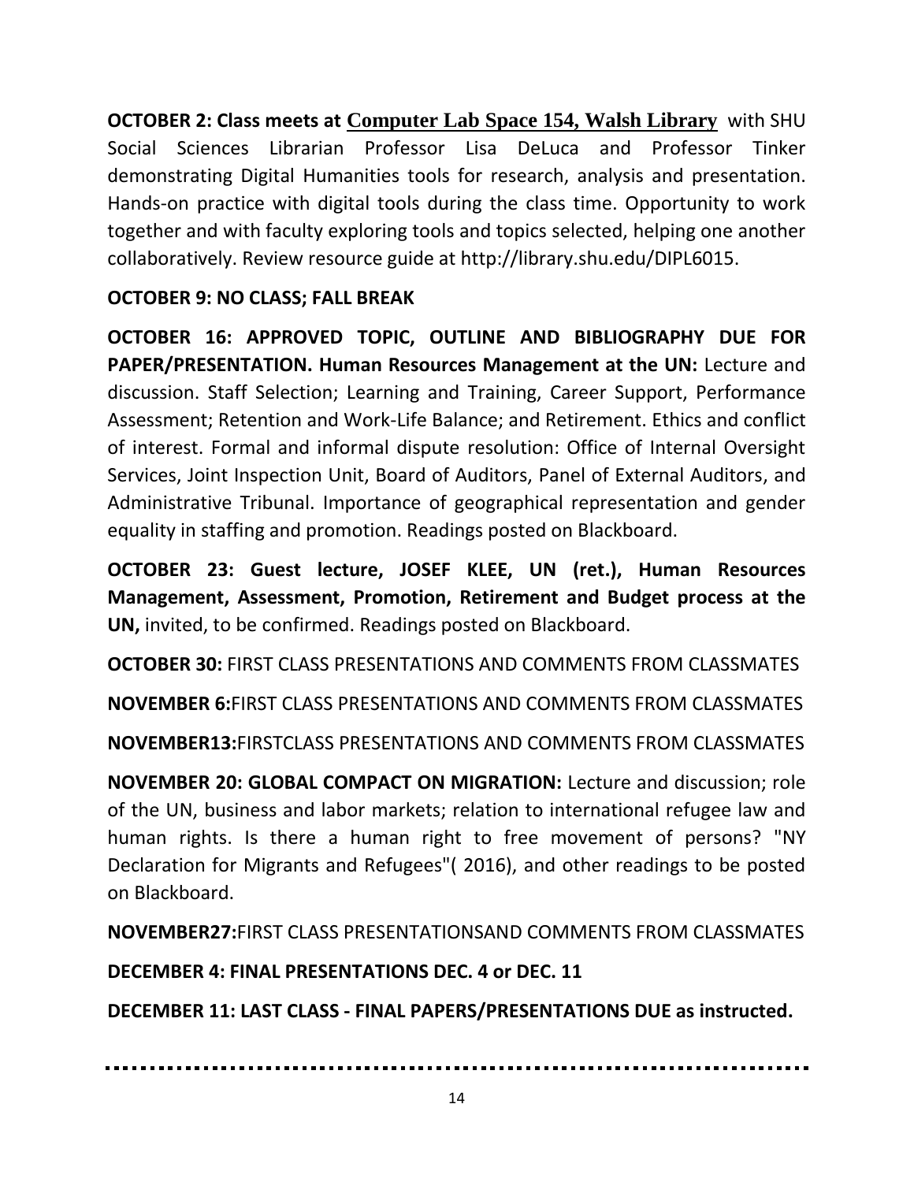**OCTOBER 2: Class meets at Computer Lab Space 154, Walsh Library** with SHU Social Sciences Librarian Professor Lisa DeLuca and Professor Tinker demonstrating Digital Humanities tools for research, analysis and presentation. Hands-on practice with digital tools during the class time. Opportunity to work together and with faculty exploring tools and topics selected, helping one another collaboratively. Review resource guide at http://library.shu.edu/DIPL6015.

**OCTOBER 9: NO CLASS; FALL BREAK**

**OCTOBER 16: APPROVED TOPIC, OUTLINE AND BIBLIOGRAPHY DUE FOR PAPER/PRESENTATION. Human Resources Management at the UN:** Lecture and discussion. Staff Selection; Learning and Training, Career Support, Performance Assessment; Retention and Work-Life Balance; and Retirement. Ethics and conflict of interest. Formal and informal dispute resolution: Office of Internal Oversight Services, Joint Inspection Unit, Board of Auditors, Panel of External Auditors, and Administrative Tribunal. Importance of geographical representation and gender equality in staffing and promotion. Readings posted on Blackboard.

**OCTOBER 23: Guest lecture, JOSEF KLEE, UN (ret.), Human Resources Management, Assessment, Promotion, Retirement and Budget process at the UN,** invited, to be confirmed. Readings posted on Blackboard.

**OCTOBER 30:** FIRST CLASS PRESENTATIONS AND COMMENTS FROM CLASSMATES

**NOVEMBER 6:**FIRST CLASS PRESENTATIONS AND COMMENTS FROM CLASSMATES

**NOVEMBER13:**FIRSTCLASS PRESENTATIONS AND COMMENTS FROM CLASSMATES

**NOVEMBER 20: GLOBAL COMPACT ON MIGRATION:** Lecture and discussion; role of the UN, business and labor markets; relation to international refugee law and human rights. Is there a human right to free movement of persons? "NY Declaration for Migrants and Refugees"( 2016), and other readings to be posted on Blackboard.

**NOVEMBER27:**FIRST CLASS PRESENTATIONSAND COMMENTS FROM CLASSMATES

**DECEMBER 4: FINAL PRESENTATIONS DEC. 4 or DEC. 11**

**DECEMBER 11: LAST CLASS - FINAL PAPERS/PRESENTATIONS DUE as instructed.**